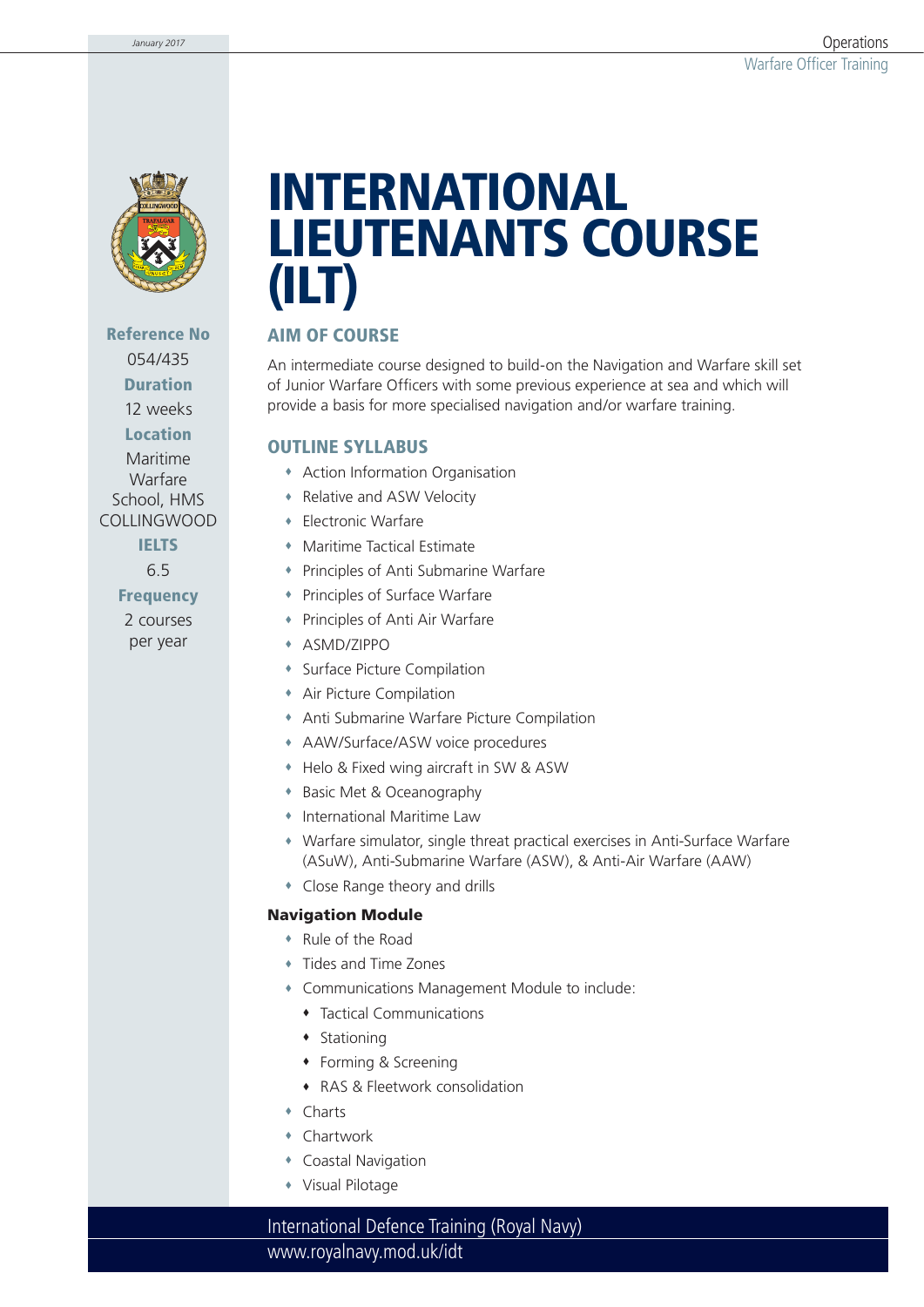# INTERNATIONAL LIEUTENANTS COURSE (ILT)

**Reference No**
054/435

**Duration**
12 weeks

**Location**
Maritime Warfare School, HMS COLLINGWOOD

**IELTS**
6.5

**Frequency**
2 courses per year

## AIM OF COURSE

An intermediate course designed to build-on the Navigation and Warfare skill set of Junior Warfare Officers with some previous experience at sea and which will provide a basis for more specialised navigation and/or warfare training.

## OUTLINE SYLLABUS

- Action Information Organisation
- Relative and ASW Velocity
- Electronic Warfare
- Maritime Tactical Estimate
- Principles of Anti Submarine Warfare
- Principles of Surface Warfare
- Principles of Anti Air Warfare
- ASMD/ZIPPO
- Surface Picture Compilation
- Air Picture Compilation
- Anti Submarine Warfare Picture Compilation
- AAW/Surface/ASW voice procedures
- Helo & Fixed wing aircraft in SW & ASW
- Basic Met & Oceanography
- International Maritime Law
- Warfare simulator, single threat practical exercises in Anti-Surface Warfare (ASuW), Anti-Submarine Warfare (ASW), & Anti-Air Warfare (AAW)
- Close Range theory and drills

### Navigation Module

- Rule of the Road
- Tides and Time Zones
- Communications Management Module to include:
  - Tactical Communications
  - Stationing
  - Forming & Screening
  - RAS & Fleetwork consolidation
- Charts
- Chartwork
- Coastal Navigation
- Visual Pilotage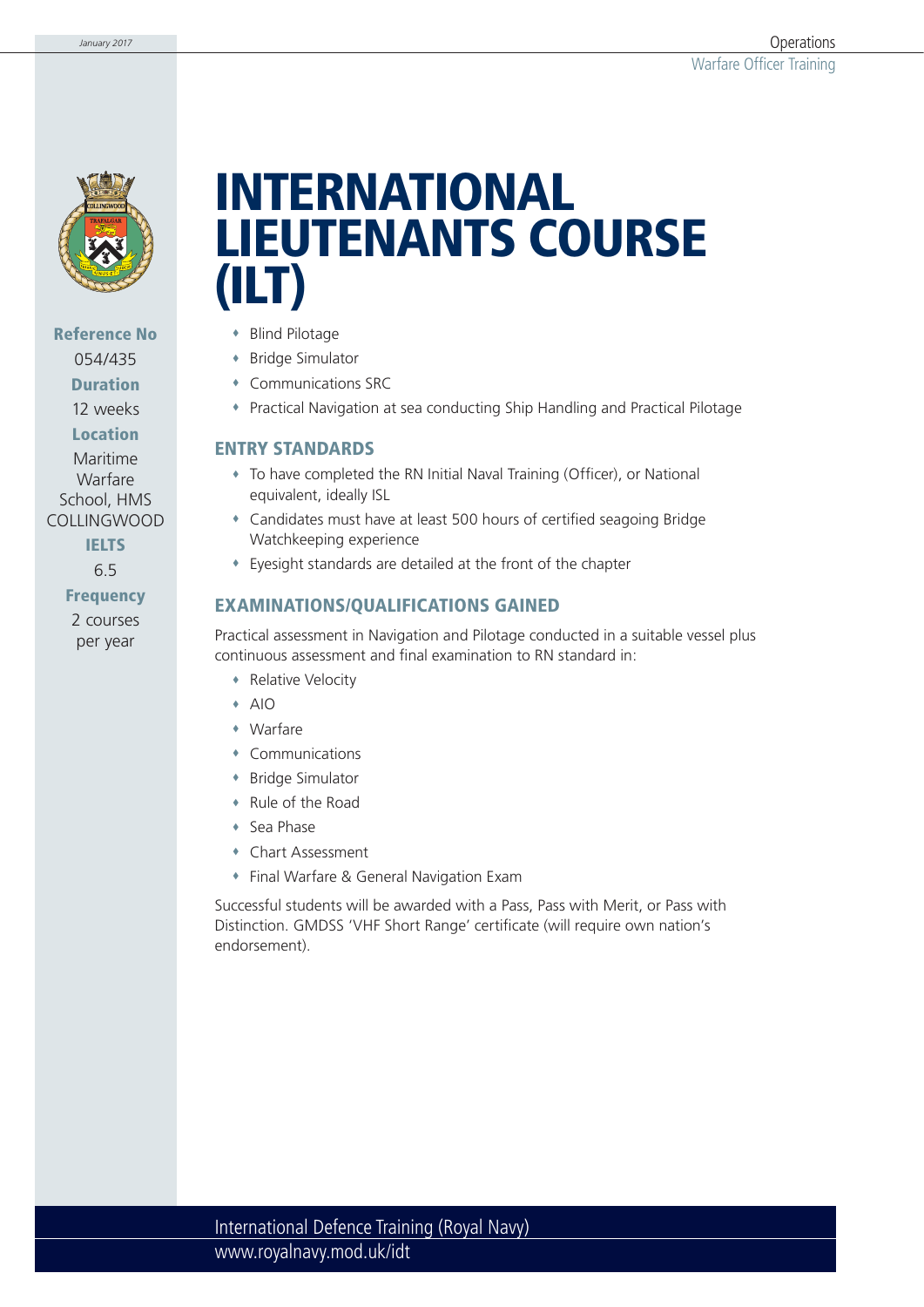# INTERNATIONAL LIEUTENANTS COURSE (ILT)

**Reference No**
054/435

**Duration**
12 weeks

**Location**
Maritime Warfare School, HMS COLLINGWOOD

**IELTS**
6.5

**Frequency**
2 courses per year

- Blind Pilotage
- Bridge Simulator
- Communications SRC
- Practical Navigation at sea conducting Ship Handling and Practical Pilotage

## ENTRY STANDARDS

- To have completed the RN Initial Naval Training (Officer), or National equivalent, ideally ISL
- Candidates must have at least 500 hours of certified seagoing Bridge Watchkeeping experience
- Eyesight standards are detailed at the front of the chapter

## EXAMINATIONS/QUALIFICATIONS GAINED

Practical assessment in Navigation and Pilotage conducted in a suitable vessel plus continuous assessment and final examination to RN standard in:

- Relative Velocity
- AIO
- Warfare
- Communications
- Bridge Simulator
- Rule of the Road
- Sea Phase
- Chart Assessment
- Final Warfare & General Navigation Exam

Successful students will be awarded with a Pass, Pass with Merit, or Pass with Distinction. GMDSS 'VHF Short Range' certificate (will require own nation's endorsement).